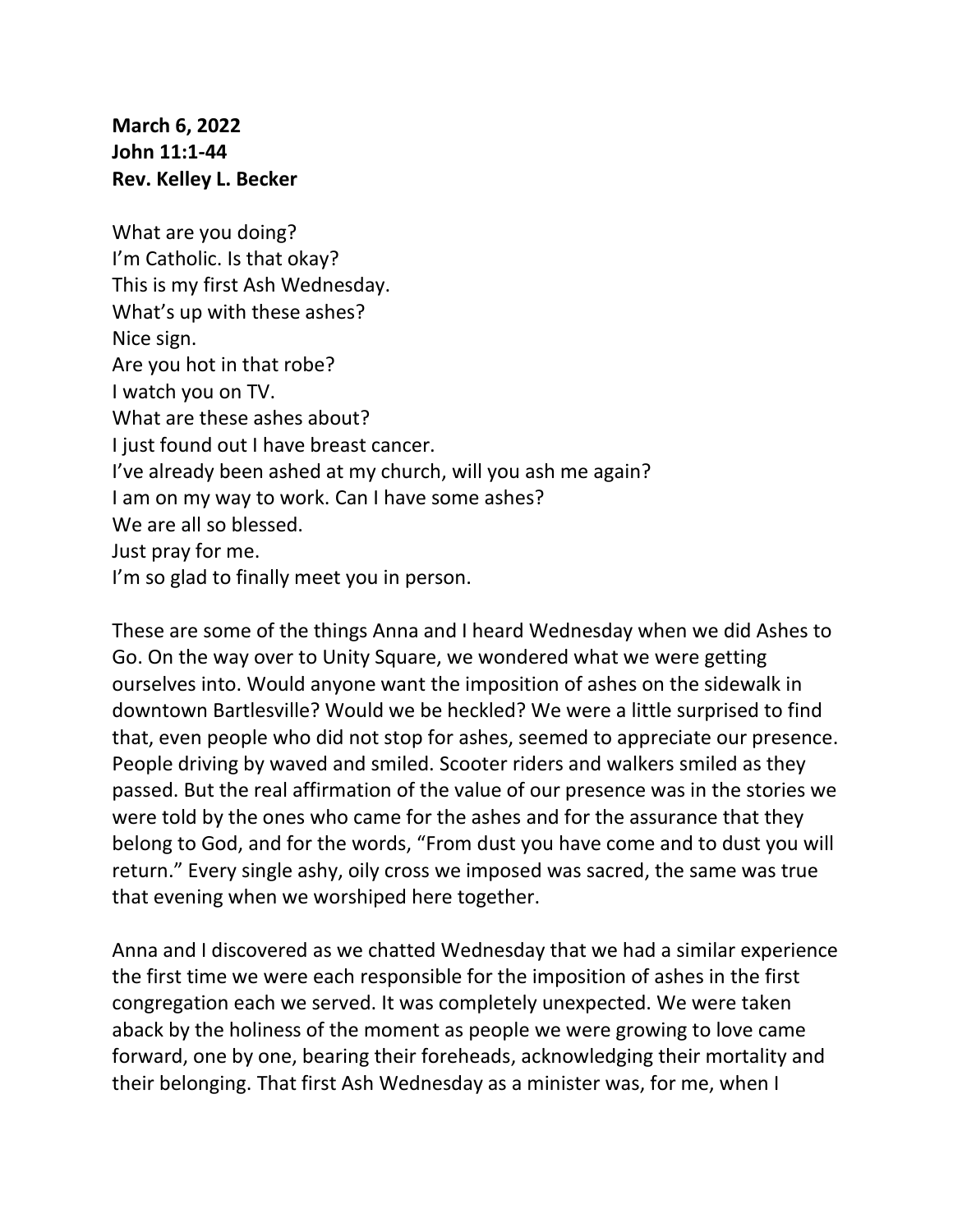**March 6, 2022**
**John 11:1-44**
**Rev. Kelley L. Becker**

What are you doing?
I'm Catholic. Is that okay?
This is my first Ash Wednesday.
What's up with these ashes?
Nice sign.
Are you hot in that robe?
I watch you on TV.
What are these ashes about?
I just found out I have breast cancer.
I've already been ashed at my church, will you ash me again?
I am on my way to work. Can I have some ashes?
We are all so blessed.
Just pray for me.
I'm so glad to finally meet you in person.

These are some of the things Anna and I heard Wednesday when we did Ashes to Go. On the way over to Unity Square, we wondered what we were getting ourselves into. Would anyone want the imposition of ashes on the sidewalk in downtown Bartlesville? Would we be heckled? We were a little surprised to find that, even people who did not stop for ashes, seemed to appreciate our presence. People driving by waved and smiled. Scooter riders and walkers smiled as they passed. But the real affirmation of the value of our presence was in the stories we were told by the ones who came for the ashes and for the assurance that they belong to God, and for the words, "From dust you have come and to dust you will return." Every single ashy, oily cross we imposed was sacred, the same was true that evening when we worshiped here together.

Anna and I discovered as we chatted Wednesday that we had a similar experience the first time we were each responsible for the imposition of ashes in the first congregation each we served. It was completely unexpected. We were taken aback by the holiness of the moment as people we were growing to love came forward, one by one, bearing their foreheads, acknowledging their mortality and their belonging. That first Ash Wednesday as a minister was, for me, when I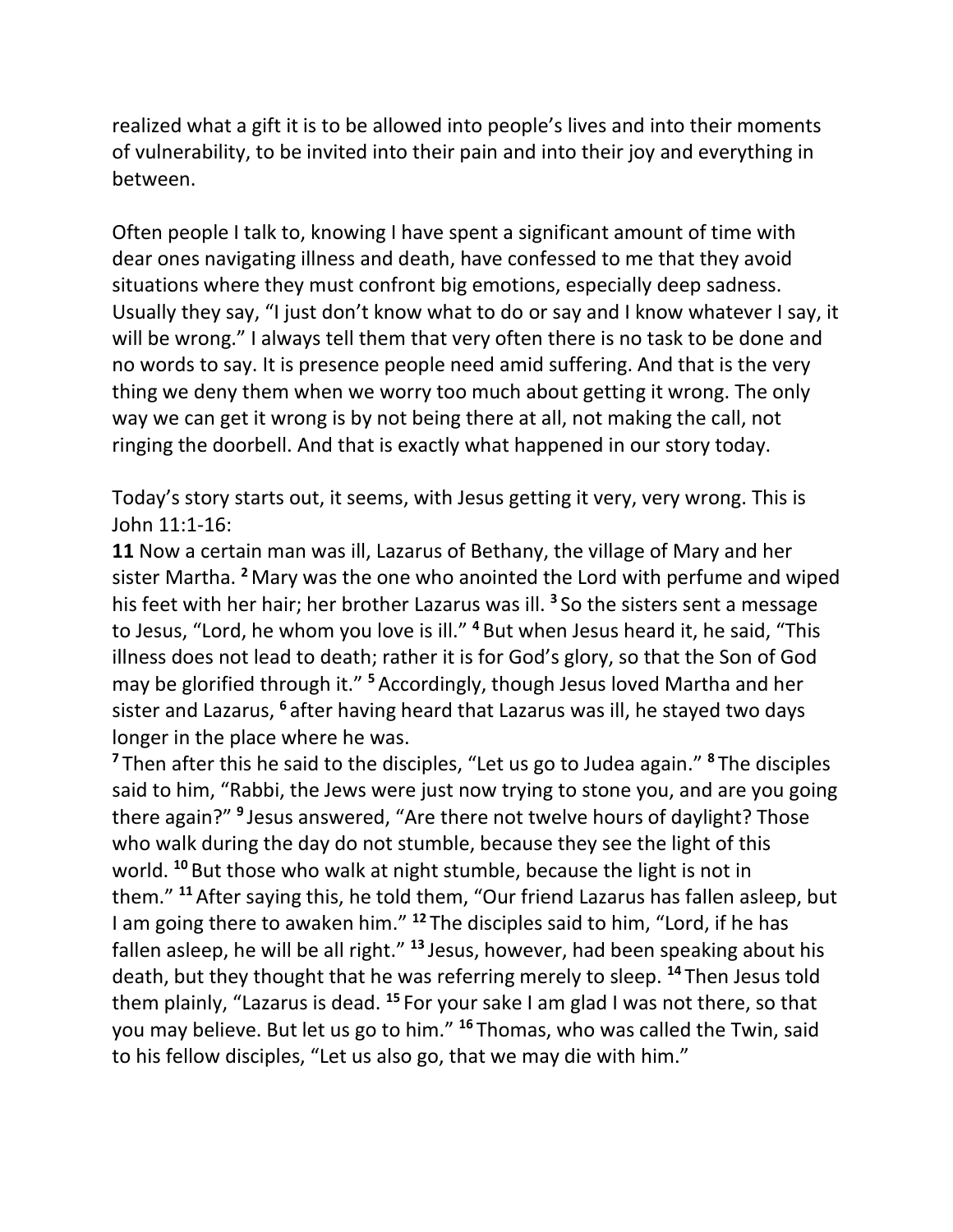realized what a gift it is to be allowed into people's lives and into their moments of vulnerability, to be invited into their pain and into their joy and everything in between.

Often people I talk to, knowing I have spent a significant amount of time with dear ones navigating illness and death, have confessed to me that they avoid situations where they must confront big emotions, especially deep sadness. Usually they say, "I just don't know what to do or say and I know whatever I say, it will be wrong." I always tell them that very often there is no task to be done and no words to say. It is presence people need amid suffering. And that is the very thing we deny them when we worry too much about getting it wrong. The only way we can get it wrong is by not being there at all, not making the call, not ringing the doorbell. And that is exactly what happened in our story today.

Today's story starts out, it seems, with Jesus getting it very, very wrong. This is John 11:1-16:

**11** Now a certain man was ill, Lazarus of Bethany, the village of Mary and her sister Martha. [2] Mary was the one who anointed the Lord with perfume and wiped his feet with her hair; her brother Lazarus was ill. [3] So the sisters sent a message to Jesus, "Lord, he whom you love is ill." [4] But when Jesus heard it, he said, "This illness does not lead to death; rather it is for God's glory, so that the Son of God may be glorified through it." [5] Accordingly, though Jesus loved Martha and her sister and Lazarus, [6] after having heard that Lazarus was ill, he stayed two days longer in the place where he was.

[7] Then after this he said to the disciples, "Let us go to Judea again." [8] The disciples said to him, "Rabbi, the Jews were just now trying to stone you, and are you going there again?" [9] Jesus answered, "Are there not twelve hours of daylight? Those who walk during the day do not stumble, because they see the light of this world. [10] But those who walk at night stumble, because the light is not in them." [11] After saying this, he told them, "Our friend Lazarus has fallen asleep, but I am going there to awaken him." [12] The disciples said to him, "Lord, if he has fallen asleep, he will be all right." [13] Jesus, however, had been speaking about his death, but they thought that he was referring merely to sleep. [14] Then Jesus told them plainly, "Lazarus is dead. [15] For your sake I am glad I was not there, so that you may believe. But let us go to him." [16] Thomas, who was called the Twin, said to his fellow disciples, "Let us also go, that we may die with him."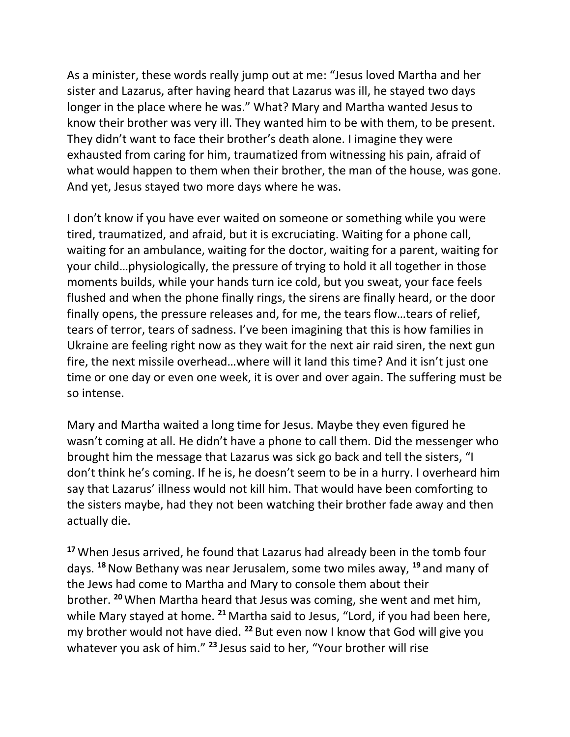As a minister, these words really jump out at me: "Jesus loved Martha and her sister and Lazarus, after having heard that Lazarus was ill, he stayed two days longer in the place where he was." What? Mary and Martha wanted Jesus to know their brother was very ill. They wanted him to be with them, to be present. They didn't want to face their brother's death alone. I imagine they were exhausted from caring for him, traumatized from witnessing his pain, afraid of what would happen to them when their brother, the man of the house, was gone. And yet, Jesus stayed two more days where he was.

I don't know if you have ever waited on someone or something while you were tired, traumatized, and afraid, but it is excruciating. Waiting for a phone call, waiting for an ambulance, waiting for the doctor, waiting for a parent, waiting for your child…physiologically, the pressure of trying to hold it all together in those moments builds, while your hands turn ice cold, but you sweat, your face feels flushed and when the phone finally rings, the sirens are finally heard, or the door finally opens, the pressure releases and, for me, the tears flow…tears of relief, tears of terror, tears of sadness. I've been imagining that this is how families in Ukraine are feeling right now as they wait for the next air raid siren, the next gun fire, the next missile overhead…where will it land this time? And it isn't just one time or one day or even one week, it is over and over again. The suffering must be so intense.

Mary and Martha waited a long time for Jesus. Maybe they even figured he wasn't coming at all. He didn't have a phone to call them. Did the messenger who brought him the message that Lazarus was sick go back and tell the sisters, "I don't think he's coming. If he is, he doesn't seem to be in a hurry. I overheard him say that Lazarus' illness would not kill him. That would have been comforting to the sisters maybe, had they not been watching their brother fade away and then actually die.

**17** When Jesus arrived, he found that Lazarus had already been in the tomb four days. **18** Now Bethany was near Jerusalem, some two miles away, **19** and many of the Jews had come to Martha and Mary to console them about their brother. **20** When Martha heard that Jesus was coming, she went and met him, while Mary stayed at home. **21** Martha said to Jesus, "Lord, if you had been here, my brother would not have died. **22** But even now I know that God will give you whatever you ask of him." **23** Jesus said to her, "Your brother will rise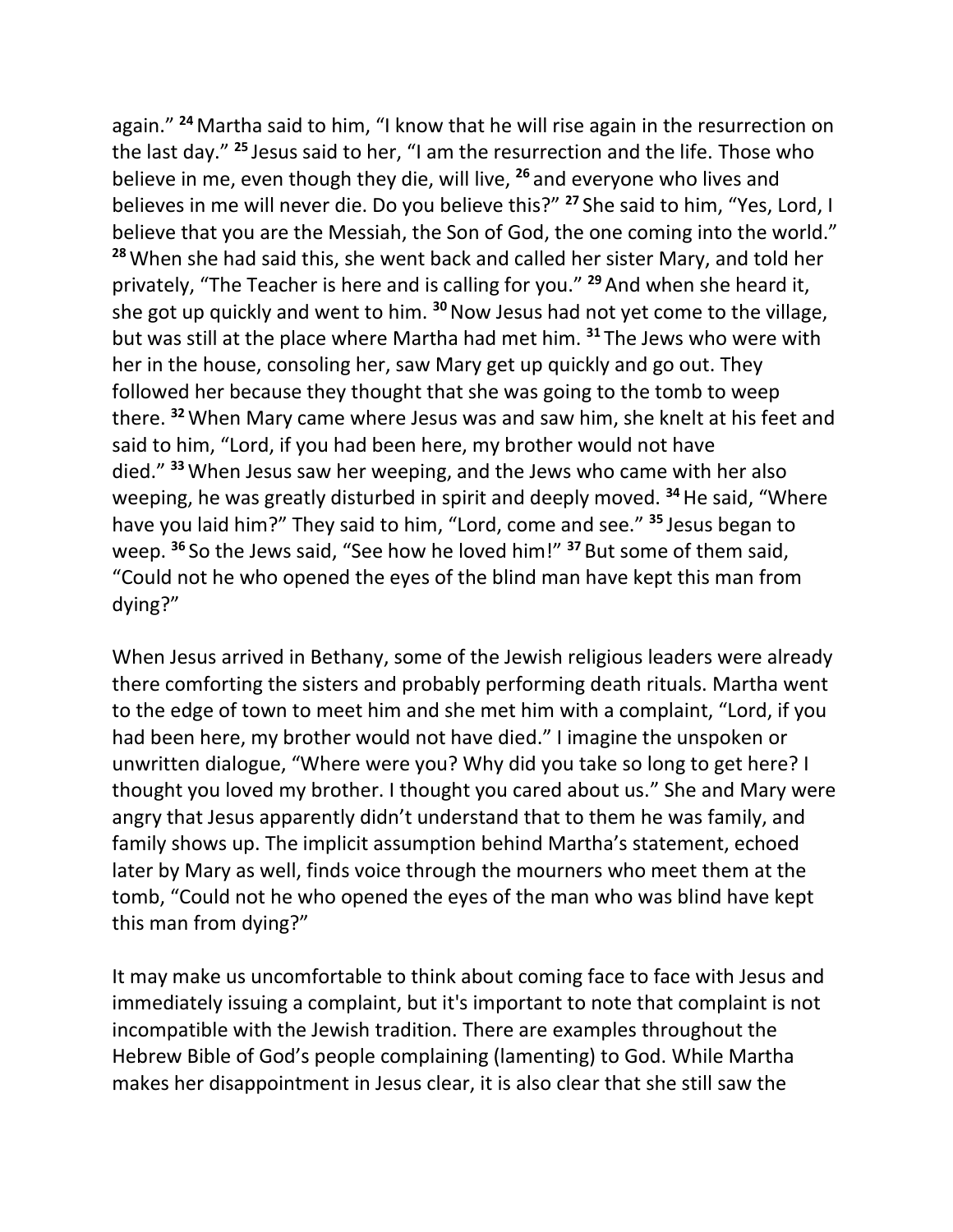again.” [24] Martha said to him, “I know that he will rise again in the resurrection on the last day.” [25] Jesus said to her, “I am the resurrection and the life. Those who believe in me, even though they die, will live, [26] and everyone who lives and believes in me will never die. Do you believe this?” [27] She said to him, “Yes, Lord, I believe that you are the Messiah, the Son of God, the one coming into the world.” [28] When she had said this, she went back and called her sister Mary, and told her privately, “The Teacher is here and is calling for you.” [29] And when she heard it, she got up quickly and went to him. [30] Now Jesus had not yet come to the village, but was still at the place where Martha had met him. [31] The Jews who were with her in the house, consoling her, saw Mary get up quickly and go out. They followed her because they thought that she was going to the tomb to weep there. [32] When Mary came where Jesus was and saw him, she knelt at his feet and said to him, “Lord, if you had been here, my brother would not have died.” [33] When Jesus saw her weeping, and the Jews who came with her also weeping, he was greatly disturbed in spirit and deeply moved. [34] He said, “Where have you laid him?” They said to him, “Lord, come and see.” [35] Jesus began to weep. [36] So the Jews said, “See how he loved him!” [37] But some of them said, “Could not he who opened the eyes of the blind man have kept this man from dying?”

When Jesus arrived in Bethany, some of the Jewish religious leaders were already there comforting the sisters and probably performing death rituals. Martha went to the edge of town to meet him and she met him with a complaint, “Lord, if you had been here, my brother would not have died.” I imagine the unspoken or unwritten dialogue, “Where were you? Why did you take so long to get here? I thought you loved my brother. I thought you cared about us.” She and Mary were angry that Jesus apparently didn’t understand that to them he was family, and family shows up. The implicit assumption behind Martha’s statement, echoed later by Mary as well, finds voice through the mourners who meet them at the tomb, “Could not he who opened the eyes of the man who was blind have kept this man from dying?”

It may make us uncomfortable to think about coming face to face with Jesus and immediately issuing a complaint, but it's important to note that complaint is not incompatible with the Jewish tradition. There are examples throughout the Hebrew Bible of God’s people complaining (lamenting) to God. While Martha makes her disappointment in Jesus clear, it is also clear that she still saw the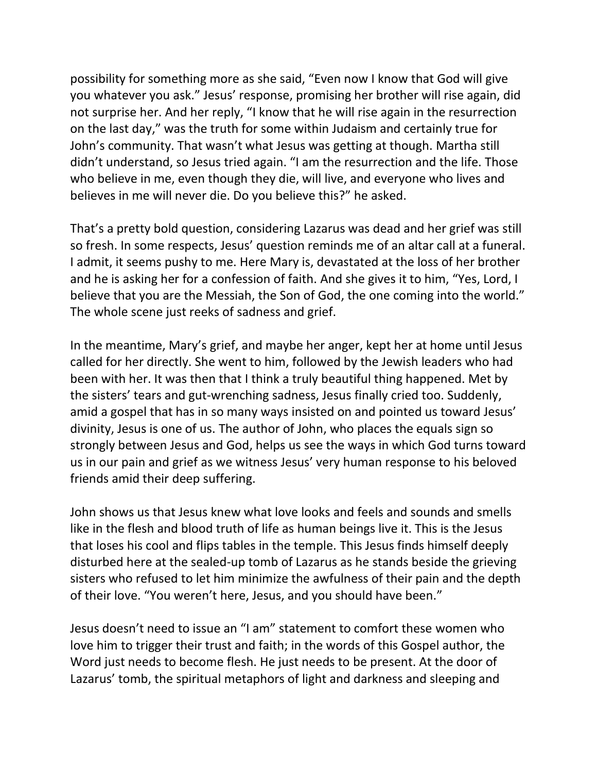possibility for something more as she said, “Even now I know that God will give you whatever you ask.” Jesus’ response, promising her brother will rise again, did not surprise her. And her reply, “I know that he will rise again in the resurrection on the last day,” was the truth for some within Judaism and certainly true for John’s community. That wasn’t what Jesus was getting at though. Martha still didn’t understand, so Jesus tried again. “I am the resurrection and the life. Those who believe in me, even though they die, will live, and everyone who lives and believes in me will never die. Do you believe this?” he asked.

That’s a pretty bold question, considering Lazarus was dead and her grief was still so fresh. In some respects, Jesus’ question reminds me of an altar call at a funeral. I admit, it seems pushy to me. Here Mary is, devastated at the loss of her brother and he is asking her for a confession of faith. And she gives it to him, “Yes, Lord, I believe that you are the Messiah, the Son of God, the one coming into the world.” The whole scene just reeks of sadness and grief.

In the meantime, Mary’s grief, and maybe her anger, kept her at home until Jesus called for her directly. She went to him, followed by the Jewish leaders who had been with her. It was then that I think a truly beautiful thing happened. Met by the sisters’ tears and gut-wrenching sadness, Jesus finally cried too. Suddenly, amid a gospel that has in so many ways insisted on and pointed us toward Jesus’ divinity, Jesus is one of us. The author of John, who places the equals sign so strongly between Jesus and God, helps us see the ways in which God turns toward us in our pain and grief as we witness Jesus’ very human response to his beloved friends amid their deep suffering.

John shows us that Jesus knew what love looks and feels and sounds and smells like in the flesh and blood truth of life as human beings live it. This is the Jesus that loses his cool and flips tables in the temple. This Jesus finds himself deeply disturbed here at the sealed-up tomb of Lazarus as he stands beside the grieving sisters who refused to let him minimize the awfulness of their pain and the depth of their love. “You weren’t here, Jesus, and you should have been.”

Jesus doesn’t need to issue an “I am” statement to comfort these women who love him to trigger their trust and faith; in the words of this Gospel author, the Word just needs to become flesh. He just needs to be present. At the door of Lazarus’ tomb, the spiritual metaphors of light and darkness and sleeping and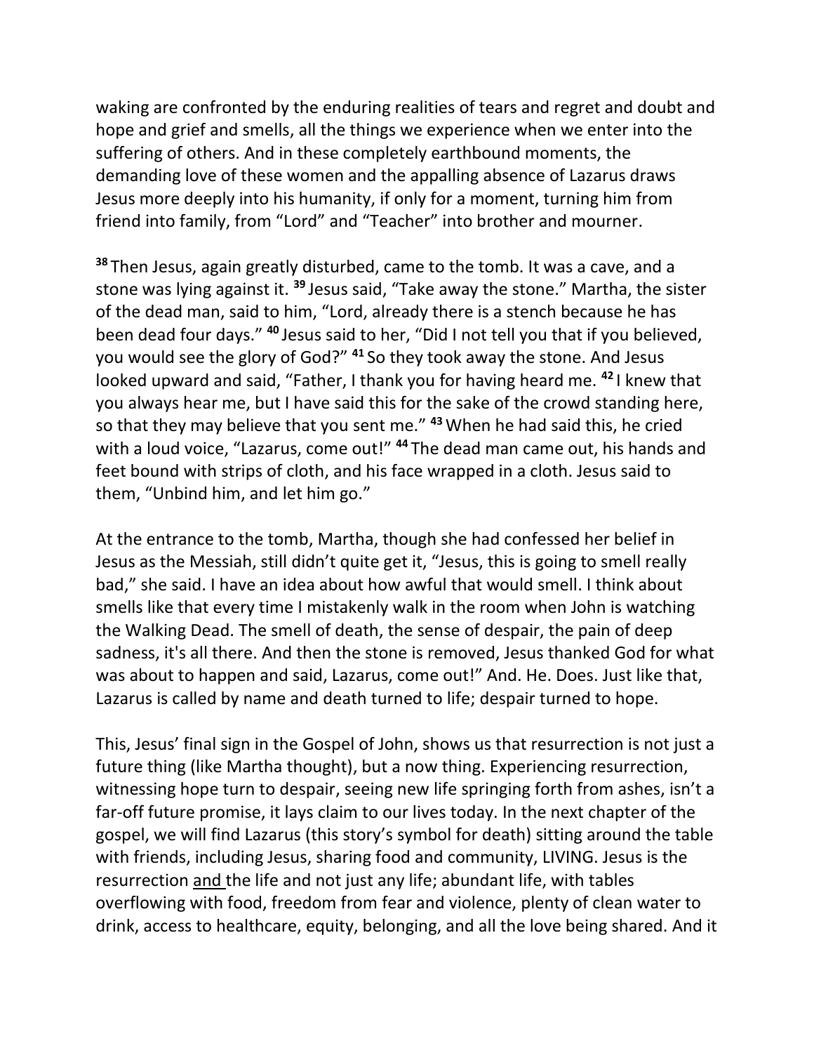waking are confronted by the enduring realities of tears and regret and doubt and hope and grief and smells, all the things we experience when we enter into the suffering of others. And in these completely earthbound moments, the demanding love of these women and the appalling absence of Lazarus draws Jesus more deeply into his humanity, if only for a moment, turning him from friend into family, from "Lord" and "Teacher" into brother and mourner.

**38** Then Jesus, again greatly disturbed, came to the tomb. It was a cave, and a stone was lying against it. **39** Jesus said, "Take away the stone." Martha, the sister of the dead man, said to him, "Lord, already there is a stench because he has been dead four days." **40** Jesus said to her, "Did I not tell you that if you believed, you would see the glory of God?" **41** So they took away the stone. And Jesus looked upward and said, "Father, I thank you for having heard me. **42** I knew that you always hear me, but I have said this for the sake of the crowd standing here, so that they may believe that you sent me." **43** When he had said this, he cried with a loud voice, "Lazarus, come out!" **44** The dead man came out, his hands and feet bound with strips of cloth, and his face wrapped in a cloth. Jesus said to them, "Unbind him, and let him go."

At the entrance to the tomb, Martha, though she had confessed her belief in Jesus as the Messiah, still didn't quite get it, "Jesus, this is going to smell really bad," she said. I have an idea about how awful that would smell. I think about smells like that every time I mistakenly walk in the room when John is watching the Walking Dead. The smell of death, the sense of despair, the pain of deep sadness, it's all there. And then the stone is removed, Jesus thanked God for what was about to happen and said, Lazarus, come out!" And. He. Does. Just like that, Lazarus is called by name and death turned to life; despair turned to hope.

This, Jesus' final sign in the Gospel of John, shows us that resurrection is not just a future thing (like Martha thought), but a now thing. Experiencing resurrection, witnessing hope turn to despair, seeing new life springing forth from ashes, isn't a far-off future promise, it lays claim to our lives today. In the next chapter of the gospel, we will find Lazarus (this story's symbol for death) sitting around the table with friends, including Jesus, sharing food and community, LIVING. Jesus is the resurrection <u>and</u> the life and not just any life; abundant life, with tables overflowing with food, freedom from fear and violence, plenty of clean water to drink, access to healthcare, equity, belonging, and all the love being shared. And it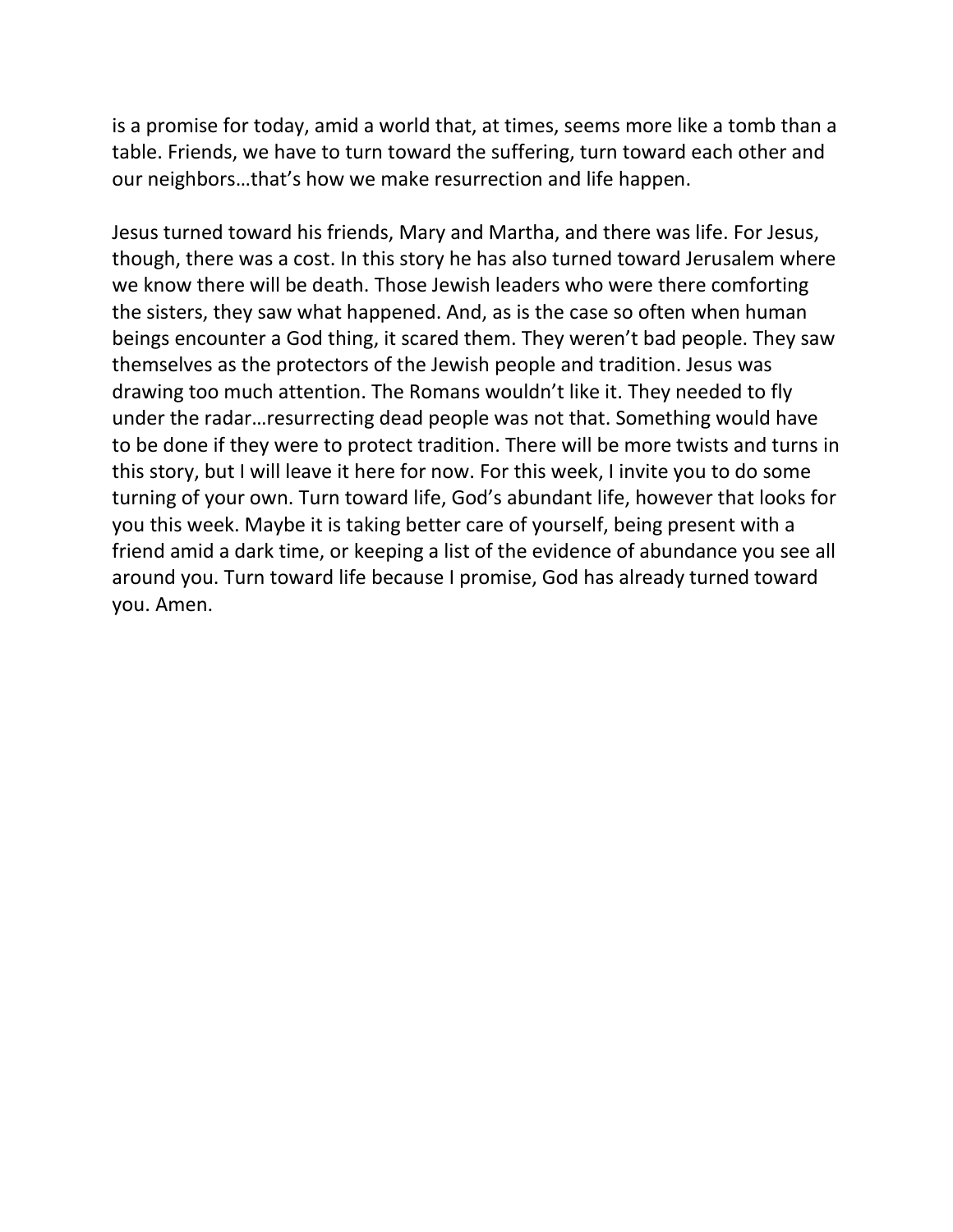is a promise for today, amid a world that, at times, seems more like a tomb than a table. Friends, we have to turn toward the suffering, turn toward each other and our neighbors…that's how we make resurrection and life happen.

Jesus turned toward his friends, Mary and Martha, and there was life. For Jesus, though, there was a cost. In this story he has also turned toward Jerusalem where we know there will be death. Those Jewish leaders who were there comforting the sisters, they saw what happened. And, as is the case so often when human beings encounter a God thing, it scared them. They weren't bad people. They saw themselves as the protectors of the Jewish people and tradition. Jesus was drawing too much attention. The Romans wouldn't like it. They needed to fly under the radar…resurrecting dead people was not that. Something would have to be done if they were to protect tradition. There will be more twists and turns in this story, but I will leave it here for now. For this week, I invite you to do some turning of your own. Turn toward life, God's abundant life, however that looks for you this week. Maybe it is taking better care of yourself, being present with a friend amid a dark time, or keeping a list of the evidence of abundance you see all around you. Turn toward life because I promise, God has already turned toward you. Amen.